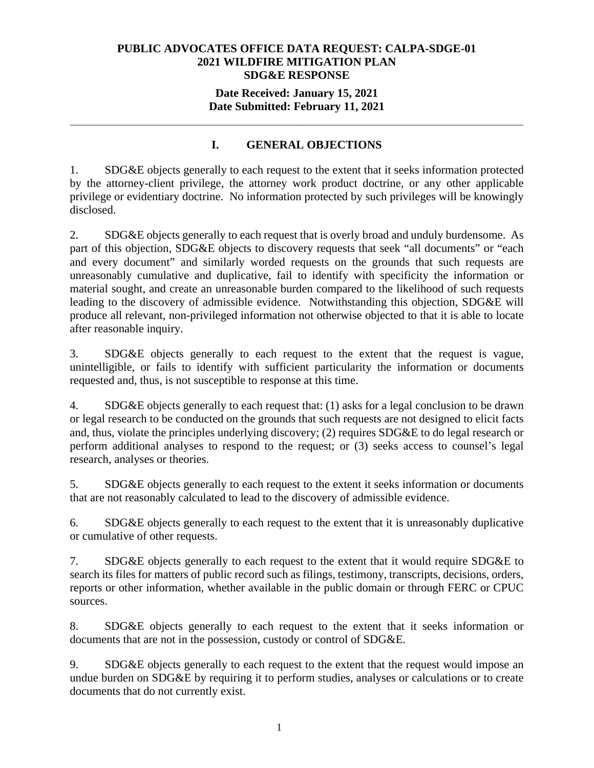**PUBLIC ADVOCATES OFFICE DATA REQUEST: CALPA-SDGE-01**
**2021 WILDFIRE MITIGATION PLAN**
**SDG&E RESPONSE**

**Date Received: January 15, 2021**
**Date Submitted: February 11, 2021**

---

## I. GENERAL OBJECTIONS

1. SDG&E objects generally to each request to the extent that it seeks information protected by the attorney-client privilege, the attorney work product doctrine, or any other applicable privilege or evidentiary doctrine. No information protected by such privileges will be knowingly disclosed.

2. SDG&E objects generally to each request that is overly broad and unduly burdensome. As part of this objection, SDG&E objects to discovery requests that seek "all documents" or "each and every document" and similarly worded requests on the grounds that such requests are unreasonably cumulative and duplicative, fail to identify with specificity the information or material sought, and create an unreasonable burden compared to the likelihood of such requests leading to the discovery of admissible evidence. Notwithstanding this objection, SDG&E will produce all relevant, non-privileged information not otherwise objected to that it is able to locate after reasonable inquiry.

3. SDG&E objects generally to each request to the extent that the request is vague, unintelligible, or fails to identify with sufficient particularity the information or documents requested and, thus, is not susceptible to response at this time.

4. SDG&E objects generally to each request that: (1) asks for a legal conclusion to be drawn or legal research to be conducted on the grounds that such requests are not designed to elicit facts and, thus, violate the principles underlying discovery; (2) requires SDG&E to do legal research or perform additional analyses to respond to the request; or (3) seeks access to counsel's legal research, analyses or theories.

5. SDG&E objects generally to each request to the extent it seeks information or documents that are not reasonably calculated to lead to the discovery of admissible evidence.

6. SDG&E objects generally to each request to the extent that it is unreasonably duplicative or cumulative of other requests.

7. SDG&E objects generally to each request to the extent that it would require SDG&E to search its files for matters of public record such as filings, testimony, transcripts, decisions, orders, reports or other information, whether available in the public domain or through FERC or CPUC sources.

8. SDG&E objects generally to each request to the extent that it seeks information or documents that are not in the possession, custody or control of SDG&E.

9. SDG&E objects generally to each request to the extent that the request would impose an undue burden on SDG&E by requiring it to perform studies, analyses or calculations or to create documents that do not currently exist.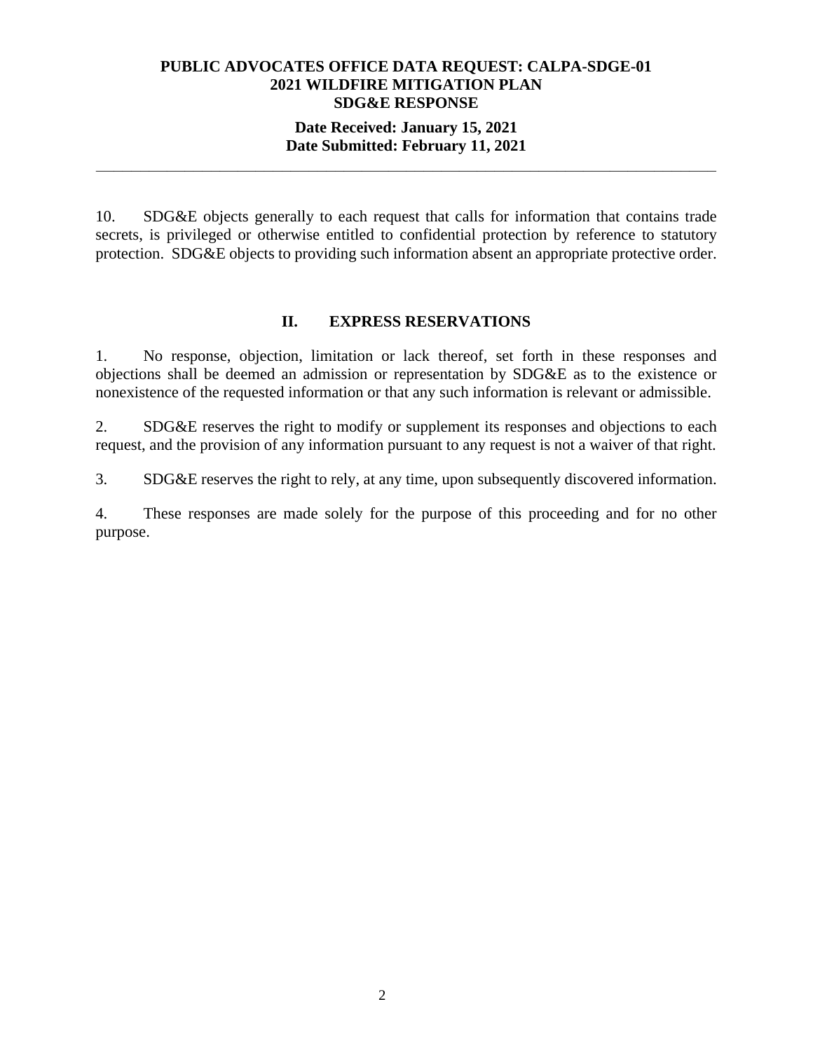10. SDG&E objects generally to each request that calls for information that contains trade secrets, is privileged or otherwise entitled to confidential protection by reference to statutory protection. SDG&E objects to providing such information absent an appropriate protective order.

## II. EXPRESS RESERVATIONS

1. No response, objection, limitation or lack thereof, set forth in these responses and objections shall be deemed an admission or representation by SDG&E as to the existence or nonexistence of the requested information or that any such information is relevant or admissible.

2. SDG&E reserves the right to modify or supplement its responses and objections to each request, and the provision of any information pursuant to any request is not a waiver of that right.

3. SDG&E reserves the right to rely, at any time, upon subsequently discovered information.

4. These responses are made solely for the purpose of this proceeding and for no other purpose.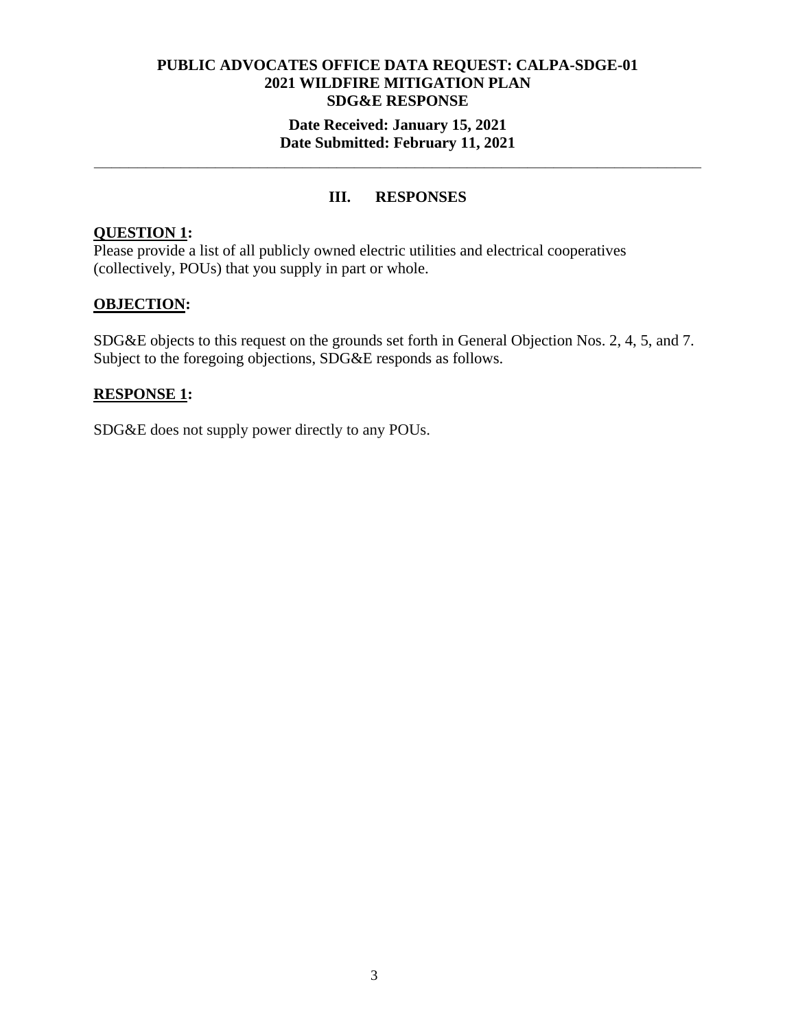**PUBLIC ADVOCATES OFFICE DATA REQUEST: CALPA-SDGE-01**
**2021 WILDFIRE MITIGATION PLAN**
**SDG&E RESPONSE**

**Date Received: January 15, 2021**
**Date Submitted: February 11, 2021**

---

## III. RESPONSES

**QUESTION 1:**
Please provide a list of all publicly owned electric utilities and electrical cooperatives (collectively, POUs) that you supply in part or whole.

**OBJECTION:**

SDG&E objects to this request on the grounds set forth in General Objection Nos. 2, 4, 5, and 7. Subject to the foregoing objections, SDG&E responds as follows.

**RESPONSE 1:**

SDG&E does not supply power directly to any POUs.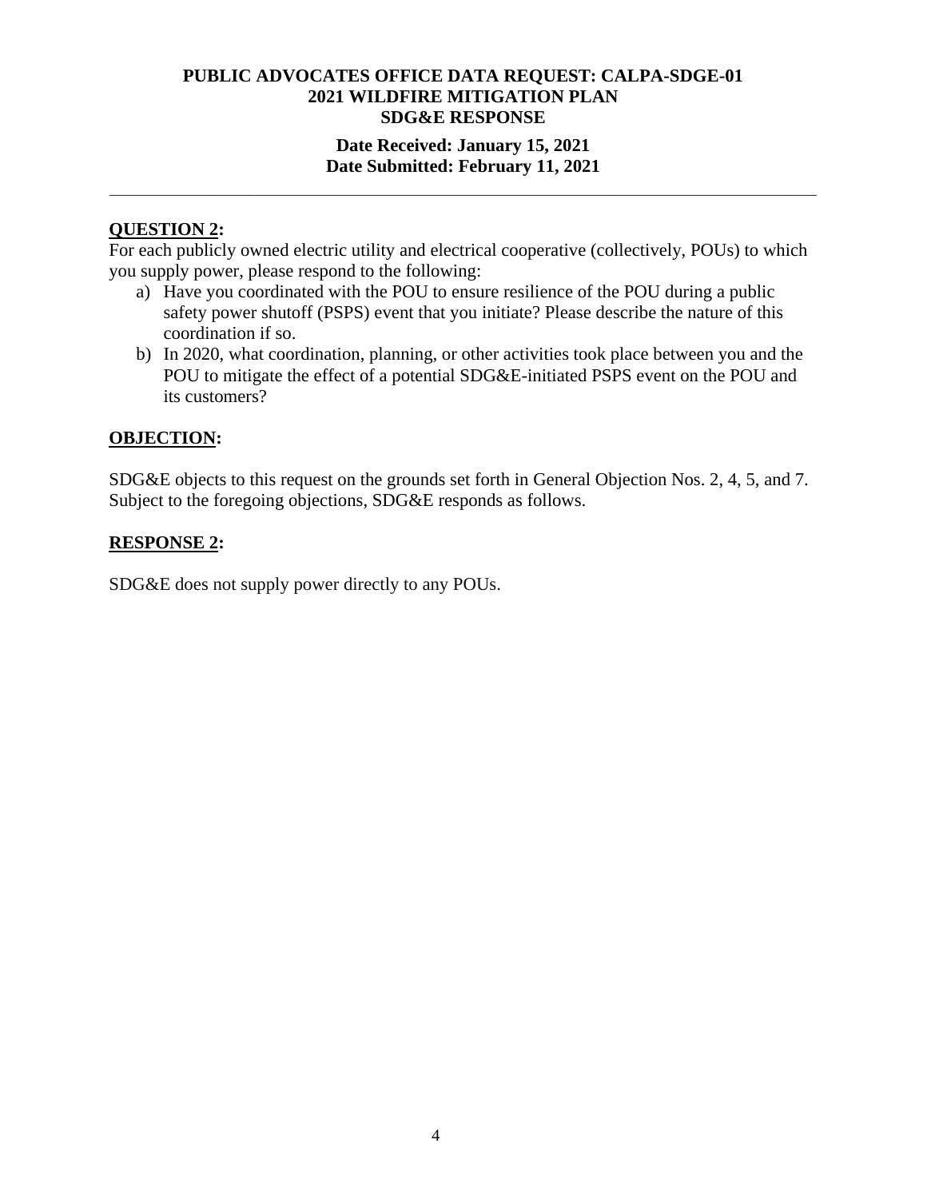**PUBLIC ADVOCATES OFFICE DATA REQUEST: CALPA-SDGE-01**
**2021 WILDFIRE MITIGATION PLAN**
**SDG&E RESPONSE**

**Date Received: January 15, 2021**
**Date Submitted: February 11, 2021**

---

**QUESTION 2:**

For each publicly owned electric utility and electrical cooperative (collectively, POUs) to which you supply power, please respond to the following:

a) Have you coordinated with the POU to ensure resilience of the POU during a public safety power shutoff (PSPS) event that you initiate? Please describe the nature of this coordination if so.

b) In 2020, what coordination, planning, or other activities took place between you and the POU to mitigate the effect of a potential SDG&E-initiated PSPS event on the POU and its customers?

**OBJECTION:**

SDG&E objects to this request on the grounds set forth in General Objection Nos. 2, 4, 5, and 7. Subject to the foregoing objections, SDG&E responds as follows.

**RESPONSE 2:**

SDG&E does not supply power directly to any POUs.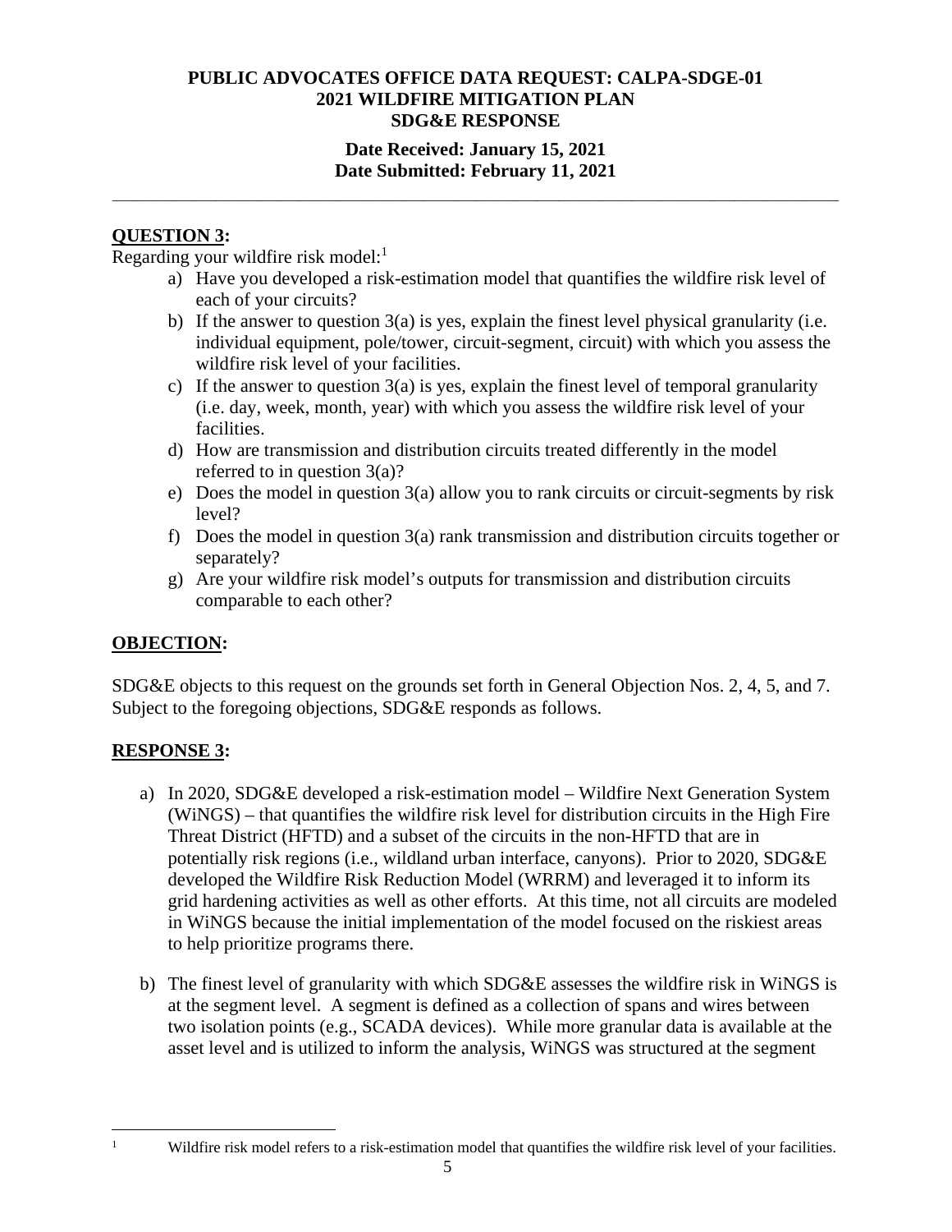**PUBLIC ADVOCATES OFFICE DATA REQUEST: CALPA-SDGE-01**
**2021 WILDFIRE MITIGATION PLAN**
**SDG&E RESPONSE**

**Date Received: January 15, 2021**
**Date Submitted: February 11, 2021**

---

## QUESTION 3:

Regarding your wildfire risk model:[1]

a) Have you developed a risk-estimation model that quantifies the wildfire risk level of each of your circuits?
b) If the answer to question 3(a) is yes, explain the finest level physical granularity (i.e. individual equipment, pole/tower, circuit-segment, circuit) with which you assess the wildfire risk level of your facilities.
c) If the answer to question 3(a) is yes, explain the finest level of temporal granularity (i.e. day, week, month, year) with which you assess the wildfire risk level of your facilities.
d) How are transmission and distribution circuits treated differently in the model referred to in question 3(a)?
e) Does the model in question 3(a) allow you to rank circuits or circuit-segments by risk level?
f) Does the model in question 3(a) rank transmission and distribution circuits together or separately?
g) Are your wildfire risk model's outputs for transmission and distribution circuits comparable to each other?

## OBJECTION:

SDG&E objects to this request on the grounds set forth in General Objection Nos. 2, 4, 5, and 7. Subject to the foregoing objections, SDG&E responds as follows.

## RESPONSE 3:

a) In 2020, SDG&E developed a risk-estimation model – Wildfire Next Generation System (WiNGS) – that quantifies the wildfire risk level for distribution circuits in the High Fire Threat District (HFTD) and a subset of the circuits in the non-HFTD that are in potentially risk regions (i.e., wildland urban interface, canyons). Prior to 2020, SDG&E developed the Wildfire Risk Reduction Model (WRRM) and leveraged it to inform its grid hardening activities as well as other efforts. At this time, not all circuits are modeled in WiNGS because the initial implementation of the model focused on the riskiest areas to help prioritize programs there.

b) The finest level of granularity with which SDG&E assesses the wildfire risk in WiNGS is at the segment level. A segment is defined as a collection of spans and wires between two isolation points (e.g., SCADA devices). While more granular data is available at the asset level and is utilized to inform the analysis, WiNGS was structured at the segment

---

[1] Wildfire risk model refers to a risk-estimation model that quantifies the wildfire risk level of your facilities.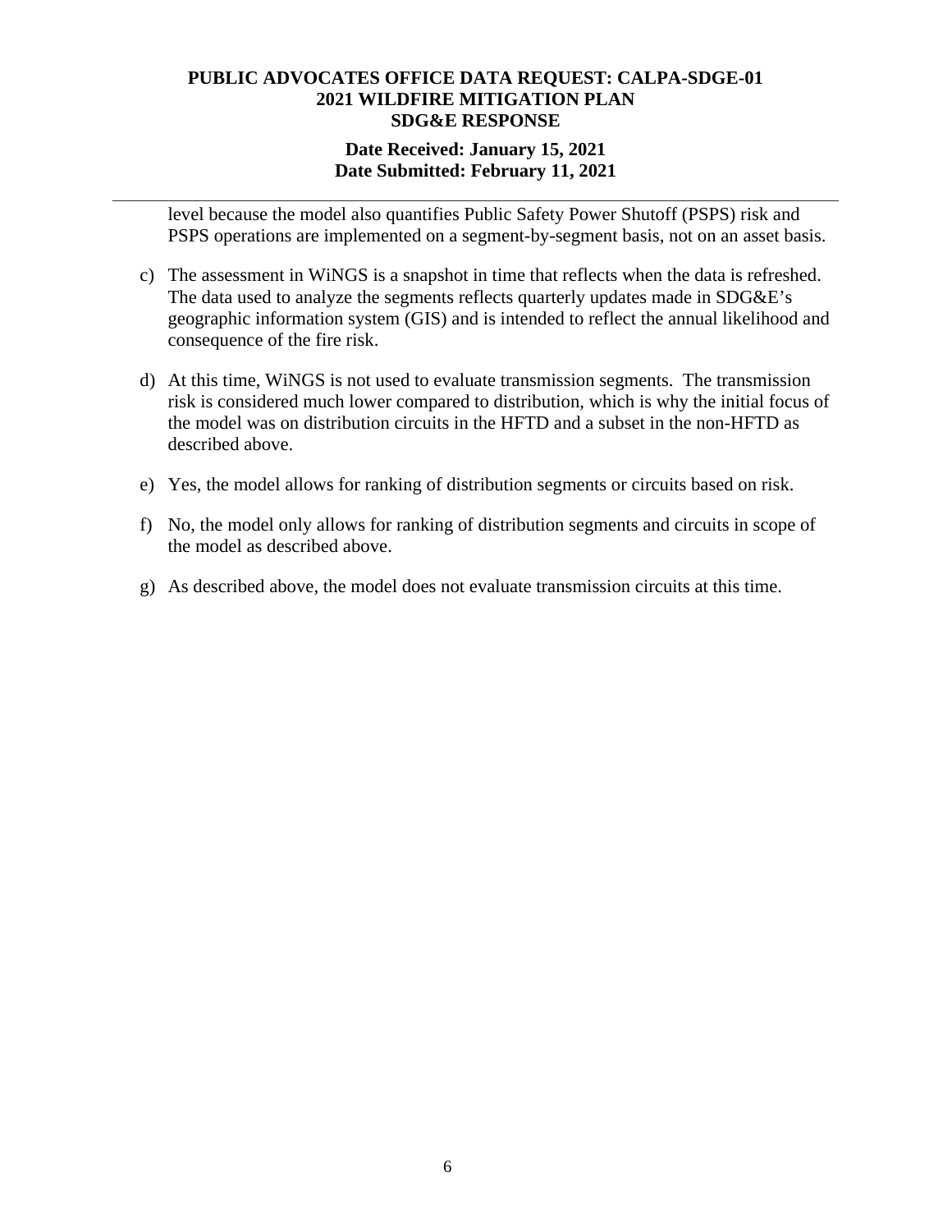level because the model also quantifies Public Safety Power Shutoff (PSPS) risk and PSPS operations are implemented on a segment-by-segment basis, not on an asset basis.

c) The assessment in WiNGS is a snapshot in time that reflects when the data is refreshed. The data used to analyze the segments reflects quarterly updates made in SDG&E's geographic information system (GIS) and is intended to reflect the annual likelihood and consequence of the fire risk.

d) At this time, WiNGS is not used to evaluate transmission segments. The transmission risk is considered much lower compared to distribution, which is why the initial focus of the model was on distribution circuits in the HFTD and a subset in the non-HFTD as described above.

e) Yes, the model allows for ranking of distribution segments or circuits based on risk.

f) No, the model only allows for ranking of distribution segments and circuits in scope of the model as described above.

g) As described above, the model does not evaluate transmission circuits at this time.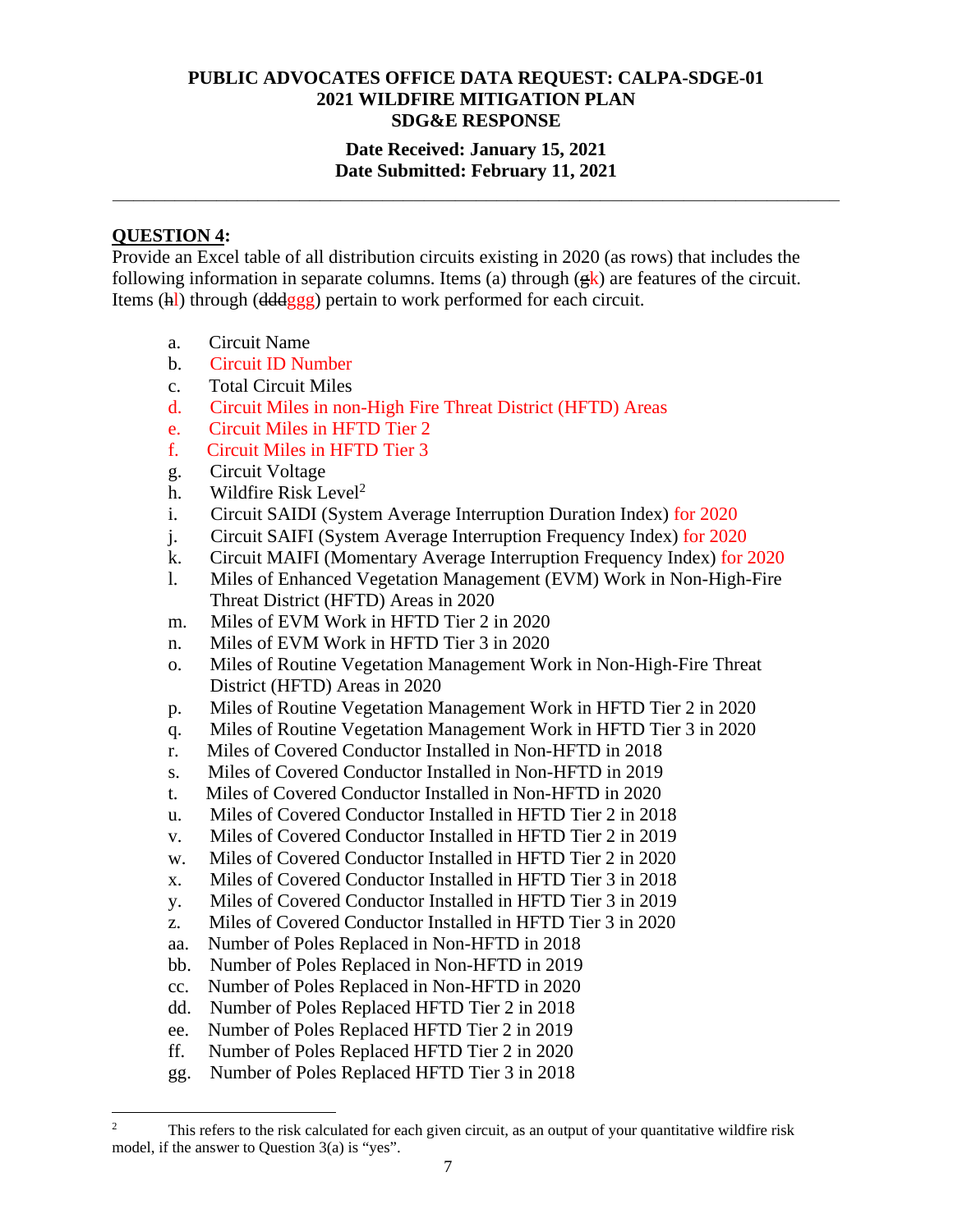**PUBLIC ADVOCATES OFFICE DATA REQUEST: CALPA-SDGE-01**
**2021 WILDFIRE MITIGATION PLAN**
**SDG&E RESPONSE**

**Date Received: January 15, 2021**
**Date Submitted: February 11, 2021**

---

**QUESTION 4:**

Provide an Excel table of all distribution circuits existing in 2020 (as rows) that includes the following information in separate columns. Items (a) through (~~g~~k) are features of the circuit. Items (~~h~~l) through (~~ddd~~ggg) pertain to work performed for each circuit.

a. Circuit Name
b. Circuit ID Number
c. Total Circuit Miles
d. Circuit Miles in non-High Fire Threat District (HFTD) Areas
e. Circuit Miles in HFTD Tier 2
f. Circuit Miles in HFTD Tier 3
g. Circuit Voltage
h. Wildfire Risk Level[2]
i. Circuit SAIDI (System Average Interruption Duration Index) for 2020
j. Circuit SAIFI (System Average Interruption Frequency Index) for 2020
k. Circuit MAIFI (Momentary Average Interruption Frequency Index) for 2020
l. Miles of Enhanced Vegetation Management (EVM) Work in Non-High-Fire Threat District (HFTD) Areas in 2020
m. Miles of EVM Work in HFTD Tier 2 in 2020
n. Miles of EVM Work in HFTD Tier 3 in 2020
o. Miles of Routine Vegetation Management Work in Non-High-Fire Threat District (HFTD) Areas in 2020
p. Miles of Routine Vegetation Management Work in HFTD Tier 2 in 2020
q. Miles of Routine Vegetation Management Work in HFTD Tier 3 in 2020
r. Miles of Covered Conductor Installed in Non-HFTD in 2018
s. Miles of Covered Conductor Installed in Non-HFTD in 2019
t. Miles of Covered Conductor Installed in Non-HFTD in 2020
u. Miles of Covered Conductor Installed in HFTD Tier 2 in 2018
v. Miles of Covered Conductor Installed in HFTD Tier 2 in 2019
w. Miles of Covered Conductor Installed in HFTD Tier 2 in 2020
x. Miles of Covered Conductor Installed in HFTD Tier 3 in 2018
y. Miles of Covered Conductor Installed in HFTD Tier 3 in 2019
z. Miles of Covered Conductor Installed in HFTD Tier 3 in 2020
aa. Number of Poles Replaced in Non-HFTD in 2018
bb. Number of Poles Replaced in Non-HFTD in 2019
cc. Number of Poles Replaced in Non-HFTD in 2020
dd. Number of Poles Replaced HFTD Tier 2 in 2018
ee. Number of Poles Replaced HFTD Tier 2 in 2019
ff. Number of Poles Replaced HFTD Tier 2 in 2020
gg. Number of Poles Replaced HFTD Tier 3 in 2018

---

[2] This refers to the risk calculated for each given circuit, as an output of your quantitative wildfire risk model, if the answer to Question 3(a) is "yes".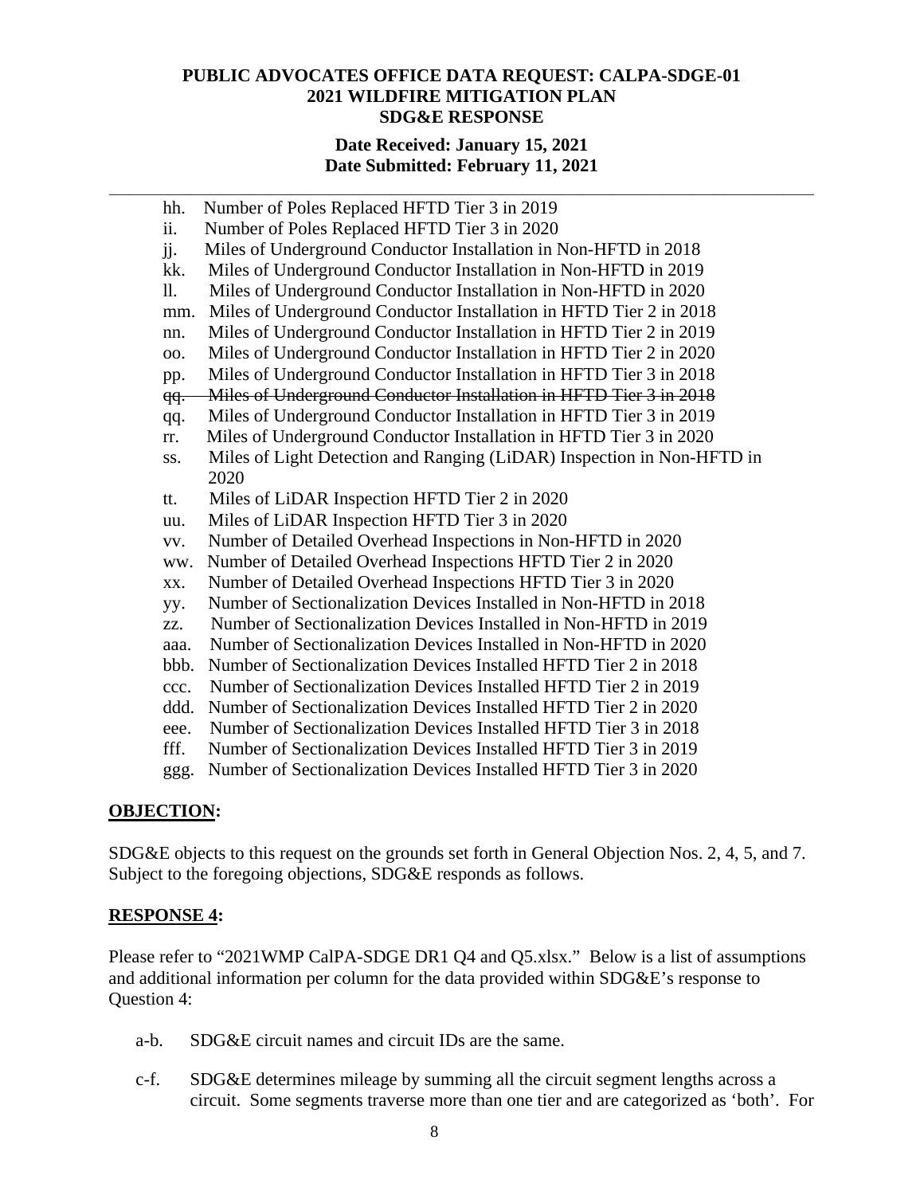hh. Number of Poles Replaced HFTD Tier 3 in 2019
ii. Number of Poles Replaced HFTD Tier 3 in 2020
jj. Miles of Underground Conductor Installation in Non-HFTD in 2018
kk. Miles of Underground Conductor Installation in Non-HFTD in 2019
ll. Miles of Underground Conductor Installation in Non-HFTD in 2020
mm. Miles of Underground Conductor Installation in HFTD Tier 2 in 2018
nn. Miles of Underground Conductor Installation in HFTD Tier 2 in 2019
oo. Miles of Underground Conductor Installation in HFTD Tier 2 in 2020
pp. Miles of Underground Conductor Installation in HFTD Tier 3 in 2018
~~qq. Miles of Underground Conductor Installation in HFTD Tier 3 in 2018~~
qq. Miles of Underground Conductor Installation in HFTD Tier 3 in 2019
rr. Miles of Underground Conductor Installation in HFTD Tier 3 in 2020
ss. Miles of Light Detection and Ranging (LiDAR) Inspection in Non-HFTD in 2020
tt. Miles of LiDAR Inspection HFTD Tier 2 in 2020
uu. Miles of LiDAR Inspection HFTD Tier 3 in 2020
vv. Number of Detailed Overhead Inspections in Non-HFTD in 2020
ww. Number of Detailed Overhead Inspections HFTD Tier 2 in 2020
xx. Number of Detailed Overhead Inspections HFTD Tier 3 in 2020
yy. Number of Sectionalization Devices Installed in Non-HFTD in 2018
zz. Number of Sectionalization Devices Installed in Non-HFTD in 2019
aaa. Number of Sectionalization Devices Installed in Non-HFTD in 2020
bbb. Number of Sectionalization Devices Installed HFTD Tier 2 in 2018
ccc. Number of Sectionalization Devices Installed HFTD Tier 2 in 2019
ddd. Number of Sectionalization Devices Installed HFTD Tier 2 in 2020
eee. Number of Sectionalization Devices Installed HFTD Tier 3 in 2018
fff. Number of Sectionalization Devices Installed HFTD Tier 3 in 2019
ggg. Number of Sectionalization Devices Installed HFTD Tier 3 in 2020

## OBJECTION:

SDG&E objects to this request on the grounds set forth in General Objection Nos. 2, 4, 5, and 7. Subject to the foregoing objections, SDG&E responds as follows.

## RESPONSE 4:

Please refer to "2021WMP CalPA-SDGE DR1 Q4 and Q5.xlsx." Below is a list of assumptions and additional information per column for the data provided within SDG&E's response to Question 4:

- a-b. SDG&E circuit names and circuit IDs are the same.
- c-f. SDG&E determines mileage by summing all the circuit segment lengths across a circuit. Some segments traverse more than one tier and are categorized as 'both'. For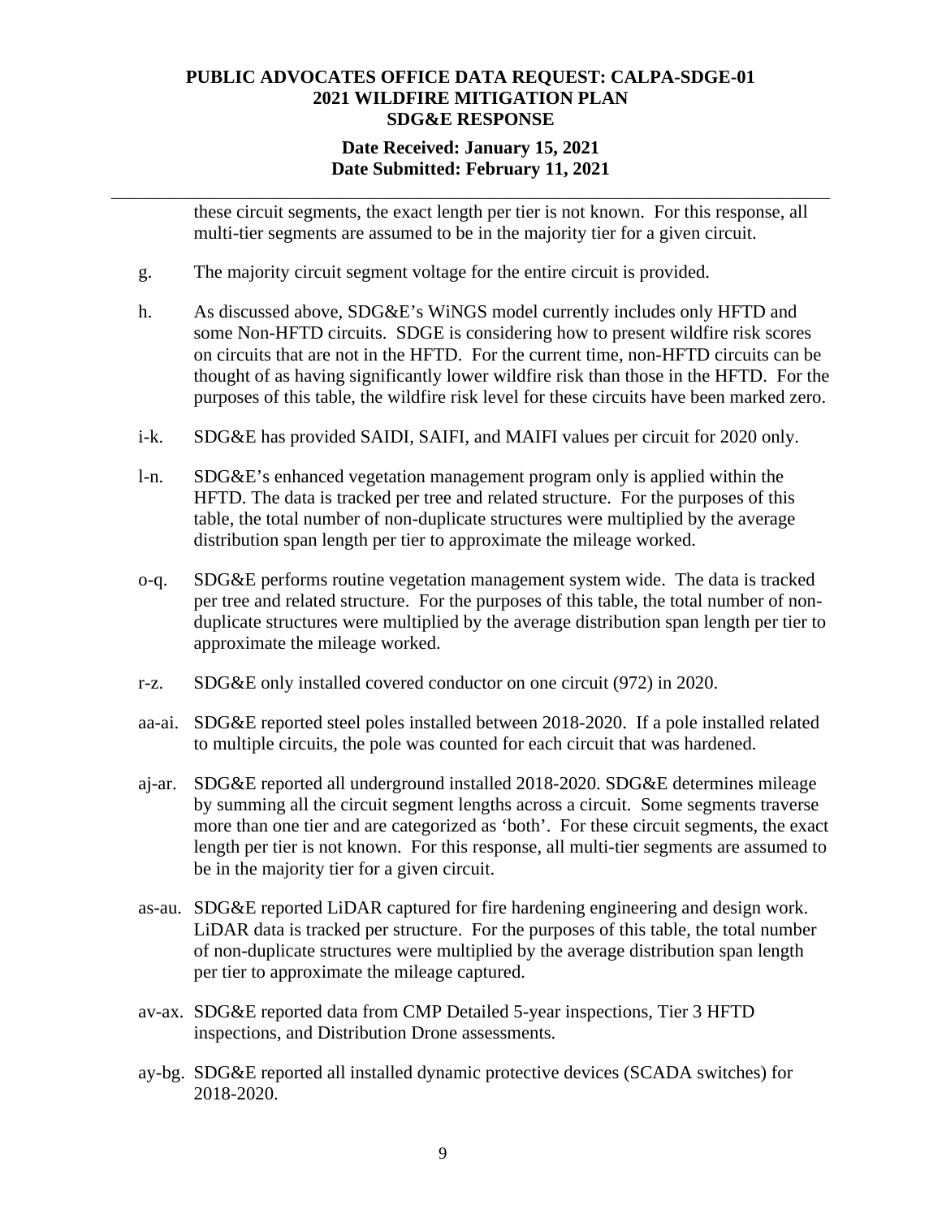these circuit segments, the exact length per tier is not known. For this response, all multi-tier segments are assumed to be in the majority tier for a given circuit.

g. The majority circuit segment voltage for the entire circuit is provided.

h. As discussed above, SDG&E's WiNGS model currently includes only HFTD and some Non-HFTD circuits. SDGE is considering how to present wildfire risk scores on circuits that are not in the HFTD. For the current time, non-HFTD circuits can be thought of as having significantly lower wildfire risk than those in the HFTD. For the purposes of this table, the wildfire risk level for these circuits have been marked zero.

i-k. SDG&E has provided SAIDI, SAIFI, and MAIFI values per circuit for 2020 only.

l-n. SDG&E's enhanced vegetation management program only is applied within the HFTD. The data is tracked per tree and related structure. For the purposes of this table, the total number of non-duplicate structures were multiplied by the average distribution span length per tier to approximate the mileage worked.

o-q. SDG&E performs routine vegetation management system wide. The data is tracked per tree and related structure. For the purposes of this table, the total number of non-duplicate structures were multiplied by the average distribution span length per tier to approximate the mileage worked.

r-z. SDG&E only installed covered conductor on one circuit (972) in 2020.

aa-ai. SDG&E reported steel poles installed between 2018-2020. If a pole installed related to multiple circuits, the pole was counted for each circuit that was hardened.

aj-ar. SDG&E reported all underground installed 2018-2020. SDG&E determines mileage by summing all the circuit segment lengths across a circuit. Some segments traverse more than one tier and are categorized as 'both'. For these circuit segments, the exact length per tier is not known. For this response, all multi-tier segments are assumed to be in the majority tier for a given circuit.

as-au. SDG&E reported LiDAR captured for fire hardening engineering and design work. LiDAR data is tracked per structure. For the purposes of this table, the total number of non-duplicate structures were multiplied by the average distribution span length per tier to approximate the mileage captured.

av-ax. SDG&E reported data from CMP Detailed 5-year inspections, Tier 3 HFTD inspections, and Distribution Drone assessments.

ay-bg. SDG&E reported all installed dynamic protective devices (SCADA switches) for 2018-2020.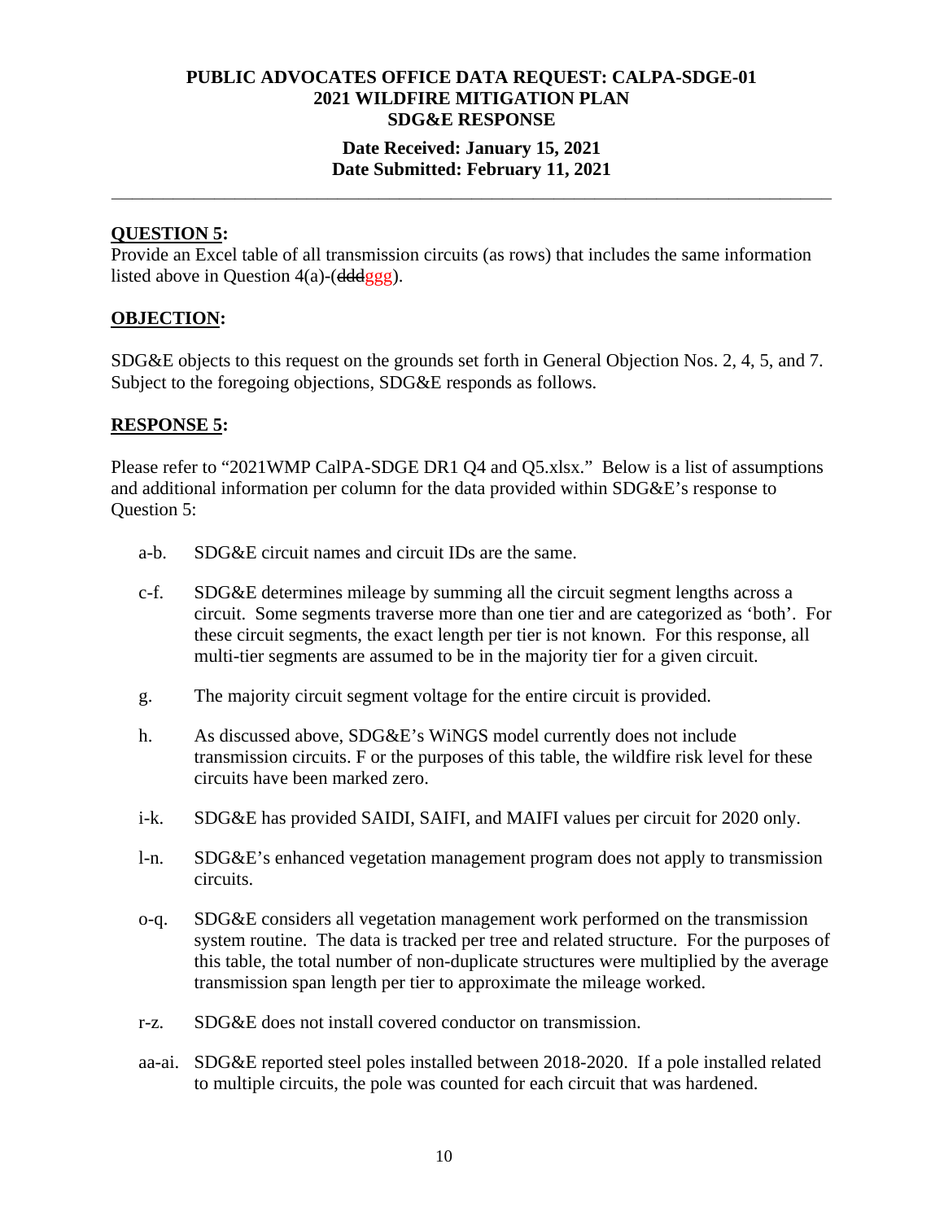**PUBLIC ADVOCATES OFFICE DATA REQUEST: CALPA-SDGE-01**
**2021 WILDFIRE MITIGATION PLAN**
**SDG&E RESPONSE**

**Date Received: January 15, 2021**
**Date Submitted: February 11, 2021**

---

**QUESTION 5:**

Provide an Excel table of all transmission circuits (as rows) that includes the same information listed above in Question 4(a)-(~~ddd~~ggg).

**OBJECTION:**

SDG&E objects to this request on the grounds set forth in General Objection Nos. 2, 4, 5, and 7. Subject to the foregoing objections, SDG&E responds as follows.

**RESPONSE 5:**

Please refer to "2021WMP CalPA-SDGE DR1 Q4 and Q5.xlsx." Below is a list of assumptions and additional information per column for the data provided within SDG&E's response to Question 5:

- a-b. SDG&E circuit names and circuit IDs are the same.
- c-f. SDG&E determines mileage by summing all the circuit segment lengths across a circuit. Some segments traverse more than one tier and are categorized as 'both'. For these circuit segments, the exact length per tier is not known. For this response, all multi-tier segments are assumed to be in the majority tier for a given circuit.
- g. The majority circuit segment voltage for the entire circuit is provided.
- h. As discussed above, SDG&E's WiNGS model currently does not include transmission circuits. F or the purposes of this table, the wildfire risk level for these circuits have been marked zero.
- i-k. SDG&E has provided SAIDI, SAIFI, and MAIFI values per circuit for 2020 only.
- l-n. SDG&E's enhanced vegetation management program does not apply to transmission circuits.
- o-q. SDG&E considers all vegetation management work performed on the transmission system routine. The data is tracked per tree and related structure. For the purposes of this table, the total number of non-duplicate structures were multiplied by the average transmission span length per tier to approximate the mileage worked.
- r-z. SDG&E does not install covered conductor on transmission.
- aa-ai. SDG&E reported steel poles installed between 2018-2020. If a pole installed related to multiple circuits, the pole was counted for each circuit that was hardened.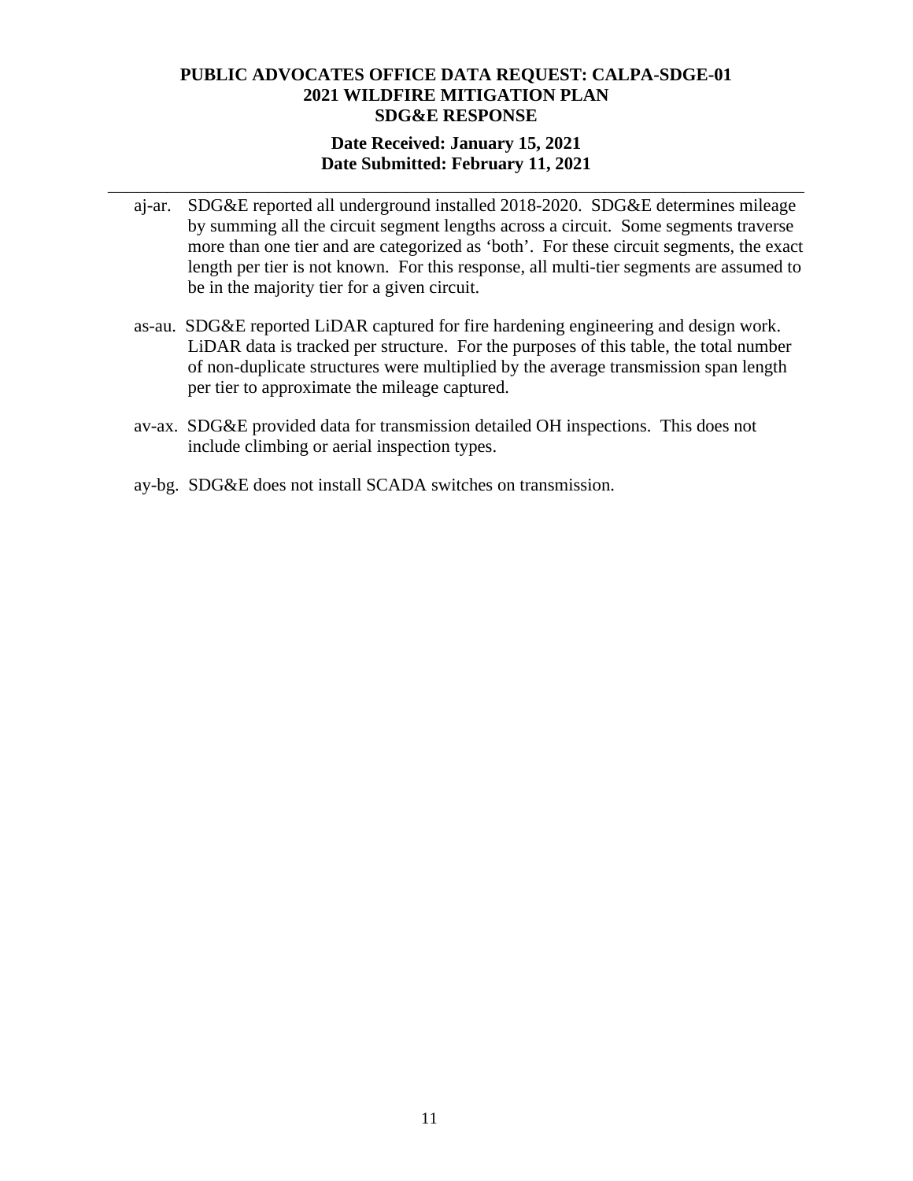aj-ar. SDG&E reported all underground installed 2018-2020. SDG&E determines mileage by summing all the circuit segment lengths across a circuit. Some segments traverse more than one tier and are categorized as 'both'. For these circuit segments, the exact length per tier is not known. For this response, all multi-tier segments are assumed to be in the majority tier for a given circuit.

as-au. SDG&E reported LiDAR captured for fire hardening engineering and design work. LiDAR data is tracked per structure. For the purposes of this table, the total number of non-duplicate structures were multiplied by the average transmission span length per tier to approximate the mileage captured.

av-ax. SDG&E provided data for transmission detailed OH inspections. This does not include climbing or aerial inspection types.

ay-bg. SDG&E does not install SCADA switches on transmission.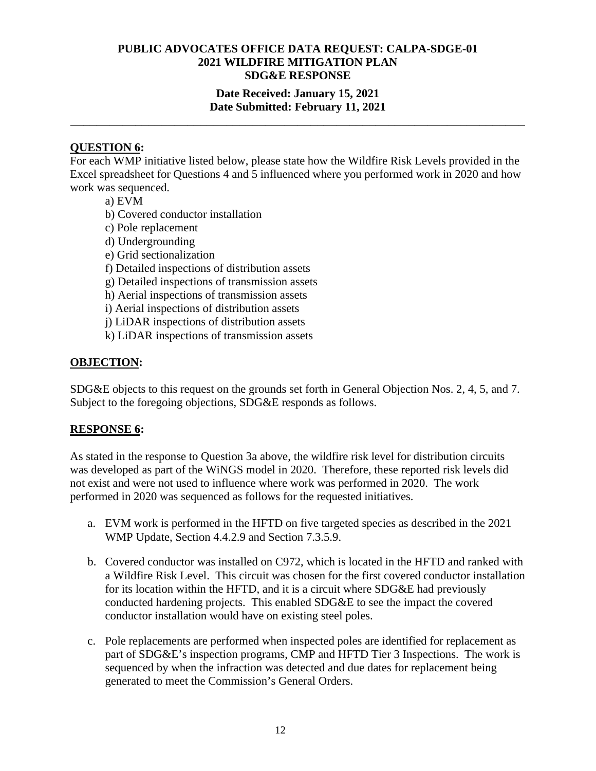**PUBLIC ADVOCATES OFFICE DATA REQUEST: CALPA-SDGE-01**
**2021 WILDFIRE MITIGATION PLAN**
**SDG&E RESPONSE**

**Date Received: January 15, 2021**
**Date Submitted: February 11, 2021**

---

## QUESTION 6:

For each WMP initiative listed below, please state how the Wildfire Risk Levels provided in the Excel spreadsheet for Questions 4 and 5 influenced where you performed work in 2020 and how work was sequenced.

a) EVM
b) Covered conductor installation
c) Pole replacement
d) Undergrounding
e) Grid sectionalization
f) Detailed inspections of distribution assets
g) Detailed inspections of transmission assets
h) Aerial inspections of transmission assets
i) Aerial inspections of distribution assets
j) LiDAR inspections of distribution assets
k) LiDAR inspections of transmission assets

## OBJECTION:

SDG&E objects to this request on the grounds set forth in General Objection Nos. 2, 4, 5, and 7. Subject to the foregoing objections, SDG&E responds as follows.

## RESPONSE 6:

As stated in the response to Question 3a above, the wildfire risk level for distribution circuits was developed as part of the WiNGS model in 2020. Therefore, these reported risk levels did not exist and were not used to influence where work was performed in 2020. The work performed in 2020 was sequenced as follows for the requested initiatives.

a. EVM work is performed in the HFTD on five targeted species as described in the 2021 WMP Update, Section 4.4.2.9 and Section 7.3.5.9.

b. Covered conductor was installed on C972, which is located in the HFTD and ranked with a Wildfire Risk Level. This circuit was chosen for the first covered conductor installation for its location within the HFTD, and it is a circuit where SDG&E had previously conducted hardening projects. This enabled SDG&E to see the impact the covered conductor installation would have on existing steel poles.

c. Pole replacements are performed when inspected poles are identified for replacement as part of SDG&E's inspection programs, CMP and HFTD Tier 3 Inspections. The work is sequenced by when the infraction was detected and due dates for replacement being generated to meet the Commission's General Orders.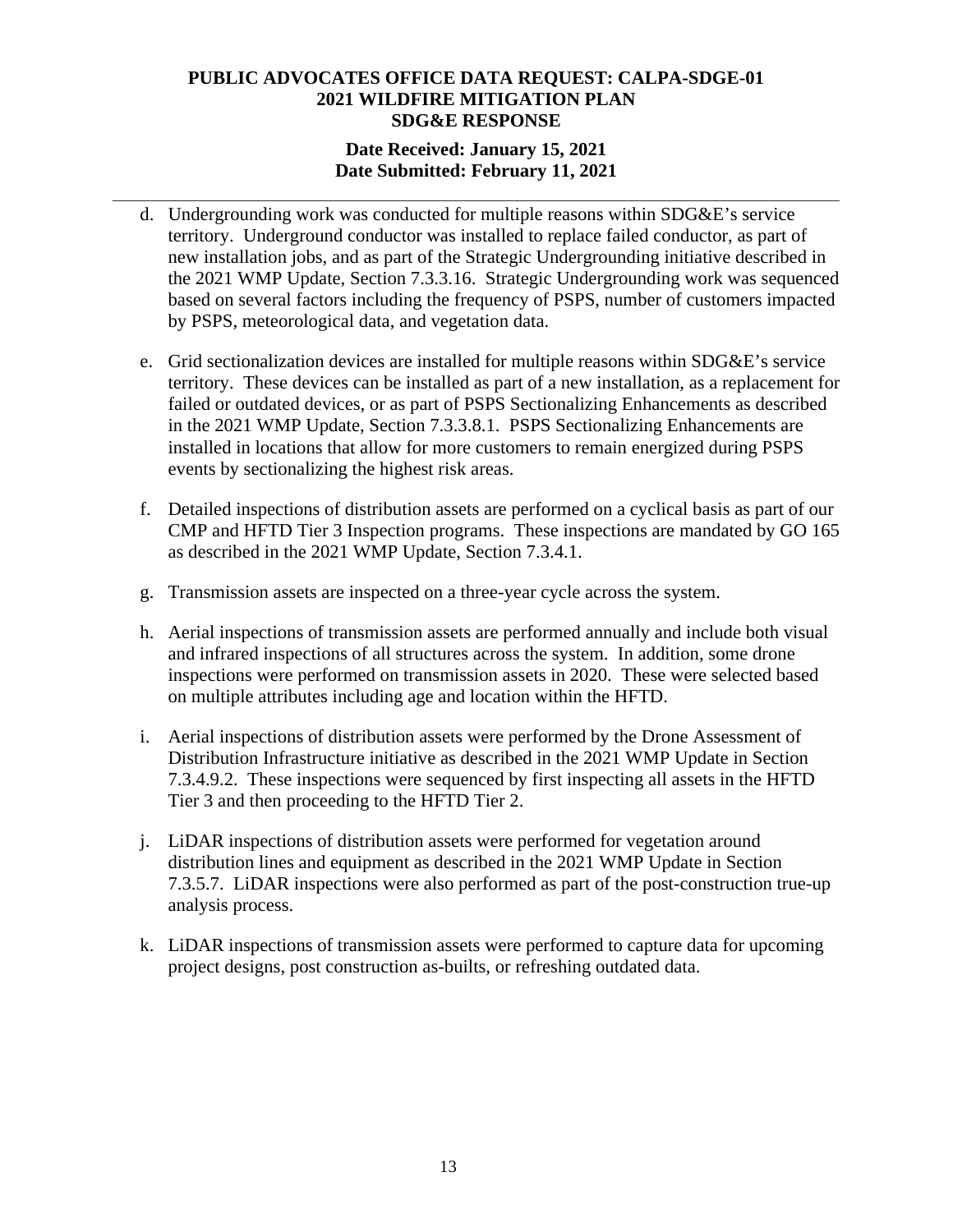d. Undergrounding work was conducted for multiple reasons within SDG&E's service territory. Underground conductor was installed to replace failed conductor, as part of new installation jobs, and as part of the Strategic Undergrounding initiative described in the 2021 WMP Update, Section 7.3.3.16. Strategic Undergrounding work was sequenced based on several factors including the frequency of PSPS, number of customers impacted by PSPS, meteorological data, and vegetation data.

e. Grid sectionalization devices are installed for multiple reasons within SDG&E's service territory. These devices can be installed as part of a new installation, as a replacement for failed or outdated devices, or as part of PSPS Sectionalizing Enhancements as described in the 2021 WMP Update, Section 7.3.3.8.1. PSPS Sectionalizing Enhancements are installed in locations that allow for more customers to remain energized during PSPS events by sectionalizing the highest risk areas.

f. Detailed inspections of distribution assets are performed on a cyclical basis as part of our CMP and HFTD Tier 3 Inspection programs. These inspections are mandated by GO 165 as described in the 2021 WMP Update, Section 7.3.4.1.

g. Transmission assets are inspected on a three-year cycle across the system.

h. Aerial inspections of transmission assets are performed annually and include both visual and infrared inspections of all structures across the system. In addition, some drone inspections were performed on transmission assets in 2020. These were selected based on multiple attributes including age and location within the HFTD.

i. Aerial inspections of distribution assets were performed by the Drone Assessment of Distribution Infrastructure initiative as described in the 2021 WMP Update in Section 7.3.4.9.2. These inspections were sequenced by first inspecting all assets in the HFTD Tier 3 and then proceeding to the HFTD Tier 2.

j. LiDAR inspections of distribution assets were performed for vegetation around distribution lines and equipment as described in the 2021 WMP Update in Section 7.3.5.7. LiDAR inspections were also performed as part of the post-construction true-up analysis process.

k. LiDAR inspections of transmission assets were performed to capture data for upcoming project designs, post construction as-builts, or refreshing outdated data.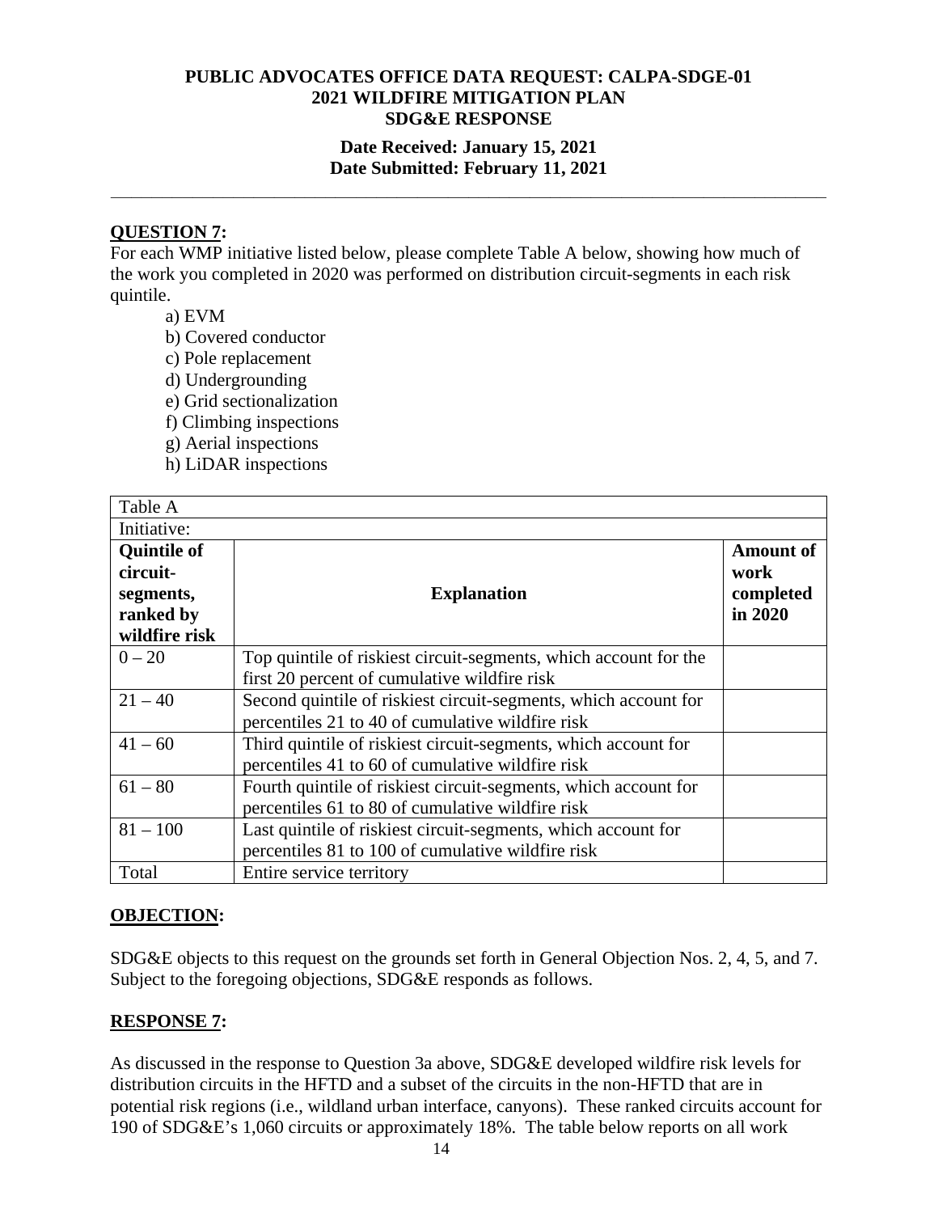**PUBLIC ADVOCATES OFFICE DATA REQUEST: CALPA-SDGE-01**
**2021 WILDFIRE MITIGATION PLAN**
**SDG&E RESPONSE**

**Date Received: January 15, 2021**
**Date Submitted: February 11, 2021**

---

## QUESTION 7:

For each WMP initiative listed below, please complete Table A below, showing how much of the work you completed in 2020 was performed on distribution circuit-segments in each risk quintile.

a) EVM
b) Covered conductor
c) Pole replacement
d) Undergrounding
e) Grid sectionalization
f) Climbing inspections
g) Aerial inspections
h) LiDAR inspections

| Table A | | |
|---|---|---|
| Initiative: | | |
| **Quintile of circuit-segments, ranked by wildfire risk** | **Explanation** | **Amount of work completed in 2020** |
| 0 – 20 | Top quintile of riskiest circuit-segments, which account for the first 20 percent of cumulative wildfire risk | |
| 21 – 40 | Second quintile of riskiest circuit-segments, which account for percentiles 21 to 40 of cumulative wildfire risk | |
| 41 – 60 | Third quintile of riskiest circuit-segments, which account for percentiles 41 to 60 of cumulative wildfire risk | |
| 61 – 80 | Fourth quintile of riskiest circuit-segments, which account for percentiles 61 to 80 of cumulative wildfire risk | |
| 81 – 100 | Last quintile of riskiest circuit-segments, which account for percentiles 81 to 100 of cumulative wildfire risk | |
| Total | Entire service territory | |

## OBJECTION:

SDG&E objects to this request on the grounds set forth in General Objection Nos. 2, 4, 5, and 7. Subject to the foregoing objections, SDG&E responds as follows.

## RESPONSE 7:

As discussed in the response to Question 3a above, SDG&E developed wildfire risk levels for distribution circuits in the HFTD and a subset of the circuits in the non-HFTD that are in potential risk regions (i.e., wildland urban interface, canyons). These ranked circuits account for 190 of SDG&E's 1,060 circuits or approximately 18%. The table below reports on all work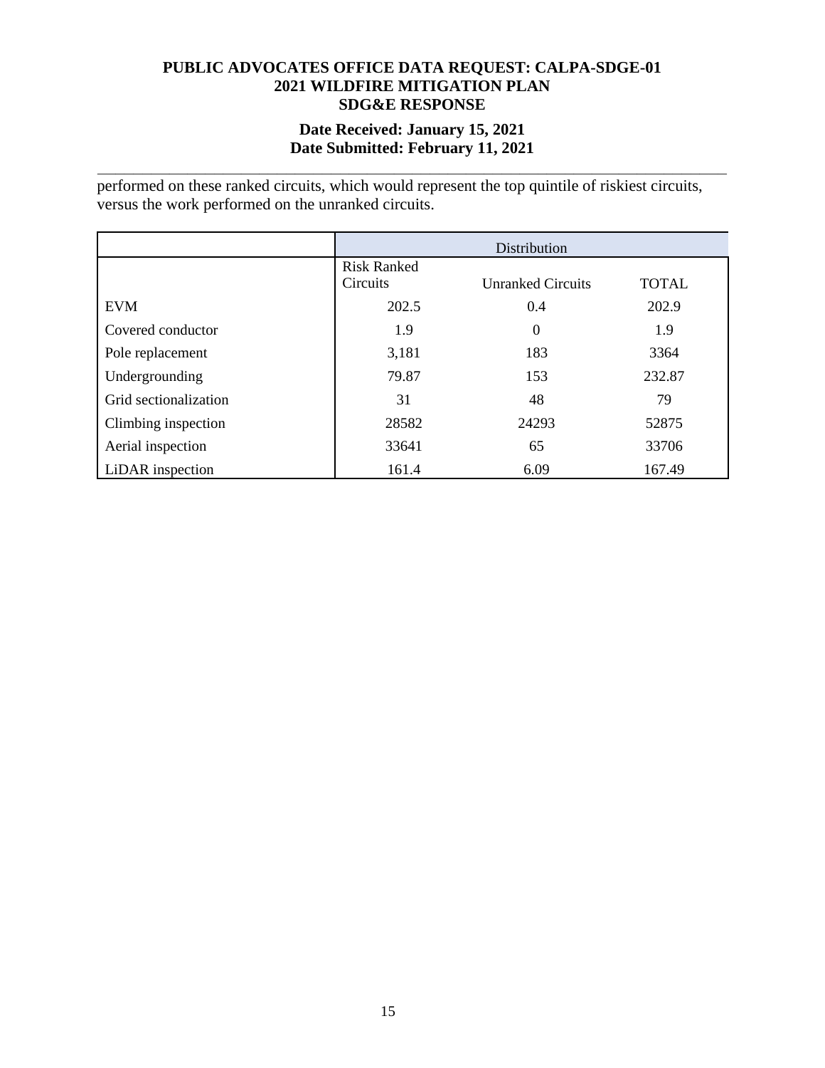performed on these ranked circuits, which would represent the top quintile of riskiest circuits, versus the work performed on the unranked circuits.

| | Distribution | | |
|---|---|---|---|
| | Risk Ranked Circuits | Unranked Circuits | TOTAL |
| EVM | 202.5 | 0.4 | 202.9 |
| Covered conductor | 1.9 | 0 | 1.9 |
| Pole replacement | 3,181 | 183 | 3364 |
| Undergrounding | 79.87 | 153 | 232.87 |
| Grid sectionalization | 31 | 48 | 79 |
| Climbing inspection | 28582 | 24293 | 52875 |
| Aerial inspection | 33641 | 65 | 33706 |
| LiDAR inspection | 161.4 | 6.09 | 167.49 |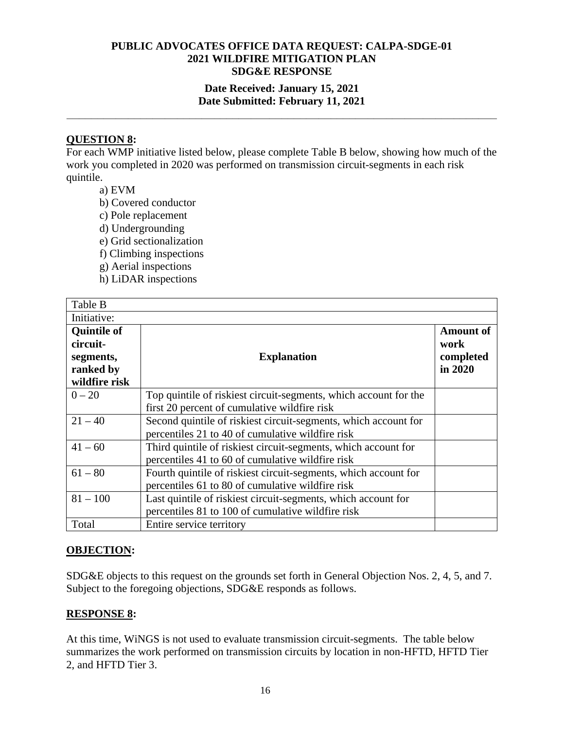**PUBLIC ADVOCATES OFFICE DATA REQUEST: CALPA-SDGE-01**
**2021 WILDFIRE MITIGATION PLAN**
**SDG&E RESPONSE**

**Date Received: January 15, 2021**
**Date Submitted: February 11, 2021**

---

## QUESTION 8:

For each WMP initiative listed below, please complete Table B below, showing how much of the work you completed in 2020 was performed on transmission circuit-segments in each risk quintile.

a) EVM
b) Covered conductor
c) Pole replacement
d) Undergrounding
e) Grid sectionalization
f) Climbing inspections
g) Aerial inspections
h) LiDAR inspections

| Table B | | |
|---|---|---|
| Initiative: | | |
| **Quintile of circuit-segments, ranked by wildfire risk** | **Explanation** | **Amount of work completed in 2020** |
| 0 – 20 | Top quintile of riskiest circuit-segments, which account for the first 20 percent of cumulative wildfire risk | |
| 21 – 40 | Second quintile of riskiest circuit-segments, which account for percentiles 21 to 40 of cumulative wildfire risk | |
| 41 – 60 | Third quintile of riskiest circuit-segments, which account for percentiles 41 to 60 of cumulative wildfire risk | |
| 61 – 80 | Fourth quintile of riskiest circuit-segments, which account for percentiles 61 to 80 of cumulative wildfire risk | |
| 81 – 100 | Last quintile of riskiest circuit-segments, which account for percentiles 81 to 100 of cumulative wildfire risk | |
| Total | Entire service territory | |

## OBJECTION:

SDG&E objects to this request on the grounds set forth in General Objection Nos. 2, 4, 5, and 7. Subject to the foregoing objections, SDG&E responds as follows.

## RESPONSE 8:

At this time, WiNGS is not used to evaluate transmission circuit-segments. The table below summarizes the work performed on transmission circuits by location in non-HFTD, HFTD Tier 2, and HFTD Tier 3.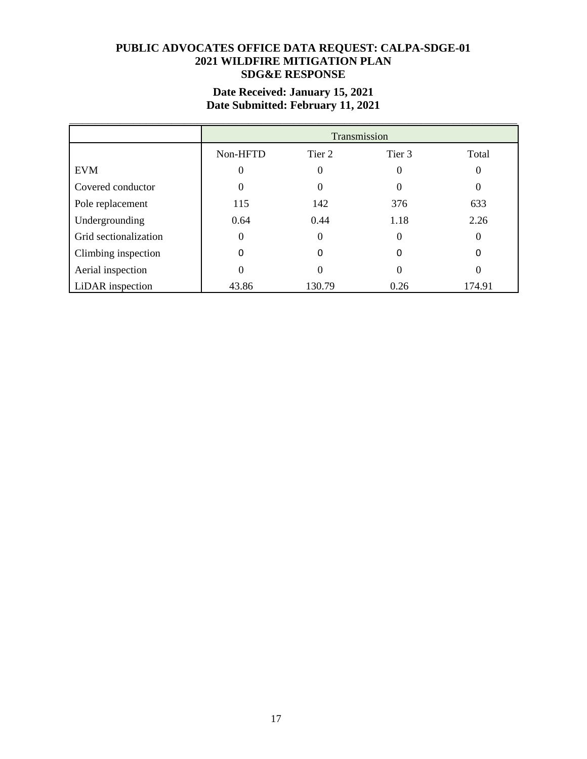**PUBLIC ADVOCATES OFFICE DATA REQUEST: CALPA-SDGE-01**
**2021 WILDFIRE MITIGATION PLAN**
**SDG&E RESPONSE**

**Date Received: January 15, 2021**
**Date Submitted: February 11, 2021**

| | Transmission | | | |
|---|---|---|---|---|
| | Non-HFTD | Tier 2 | Tier 3 | Total |
| EVM | 0 | 0 | 0 | 0 |
| Covered conductor | 0 | 0 | 0 | 0 |
| Pole replacement | 115 | 142 | 376 | 633 |
| Undergrounding | 0.64 | 0.44 | 1.18 | 2.26 |
| Grid sectionalization | 0 | 0 | 0 | 0 |
| Climbing inspection | 0 | 0 | 0 | 0 |
| Aerial inspection | 0 | 0 | 0 | 0 |
| LiDAR inspection | 43.86 | 130.79 | 0.26 | 174.91 |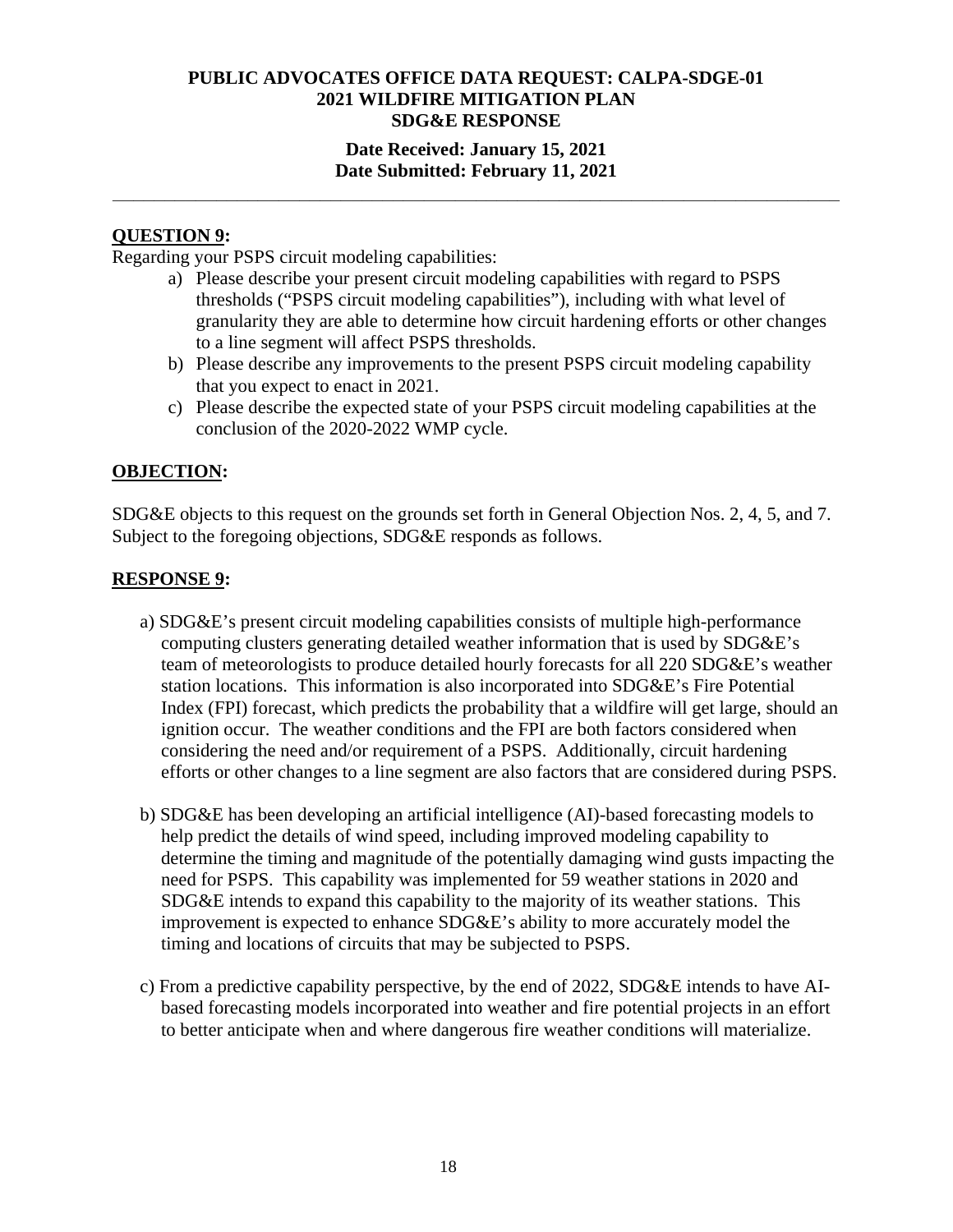**PUBLIC ADVOCATES OFFICE DATA REQUEST: CALPA-SDGE-01**
**2021 WILDFIRE MITIGATION PLAN**
**SDG&E RESPONSE**

**Date Received: January 15, 2021**
**Date Submitted: February 11, 2021**

---

## QUESTION 9:

Regarding your PSPS circuit modeling capabilities:

a) Please describe your present circuit modeling capabilities with regard to PSPS thresholds ("PSPS circuit modeling capabilities"), including with what level of granularity they are able to determine how circuit hardening efforts or other changes to a line segment will affect PSPS thresholds.

b) Please describe any improvements to the present PSPS circuit modeling capability that you expect to enact in 2021.

c) Please describe the expected state of your PSPS circuit modeling capabilities at the conclusion of the 2020-2022 WMP cycle.

## OBJECTION:

SDG&E objects to this request on the grounds set forth in General Objection Nos. 2, 4, 5, and 7. Subject to the foregoing objections, SDG&E responds as follows.

## RESPONSE 9:

a) SDG&E's present circuit modeling capabilities consists of multiple high-performance computing clusters generating detailed weather information that is used by SDG&E's team of meteorologists to produce detailed hourly forecasts for all 220 SDG&E's weather station locations. This information is also incorporated into SDG&E's Fire Potential Index (FPI) forecast, which predicts the probability that a wildfire will get large, should an ignition occur. The weather conditions and the FPI are both factors considered when considering the need and/or requirement of a PSPS. Additionally, circuit hardening efforts or other changes to a line segment are also factors that are considered during PSPS.

b) SDG&E has been developing an artificial intelligence (AI)-based forecasting models to help predict the details of wind speed, including improved modeling capability to determine the timing and magnitude of the potentially damaging wind gusts impacting the need for PSPS. This capability was implemented for 59 weather stations in 2020 and SDG&E intends to expand this capability to the majority of its weather stations. This improvement is expected to enhance SDG&E's ability to more accurately model the timing and locations of circuits that may be subjected to PSPS.

c) From a predictive capability perspective, by the end of 2022, SDG&E intends to have AI-based forecasting models incorporated into weather and fire potential projects in an effort to better anticipate when and where dangerous fire weather conditions will materialize.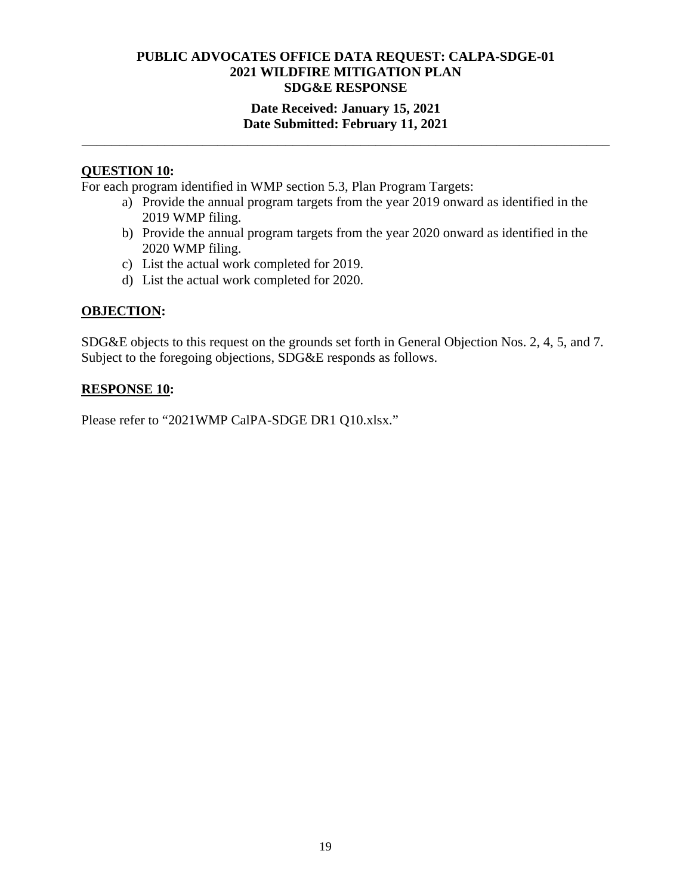**PUBLIC ADVOCATES OFFICE DATA REQUEST: CALPA-SDGE-01**
**2021 WILDFIRE MITIGATION PLAN**
**SDG&E RESPONSE**

**Date Received: January 15, 2021**
**Date Submitted: February 11, 2021**

---

**QUESTION 10:**

For each program identified in WMP section 5.3, Plan Program Targets:

a) Provide the annual program targets from the year 2019 onward as identified in the 2019 WMP filing.
b) Provide the annual program targets from the year 2020 onward as identified in the 2020 WMP filing.
c) List the actual work completed for 2019.
d) List the actual work completed for 2020.

**OBJECTION:**

SDG&E objects to this request on the grounds set forth in General Objection Nos. 2, 4, 5, and 7. Subject to the foregoing objections, SDG&E responds as follows.

**RESPONSE 10:**

Please refer to "2021WMP CalPA-SDGE DR1 Q10.xlsx."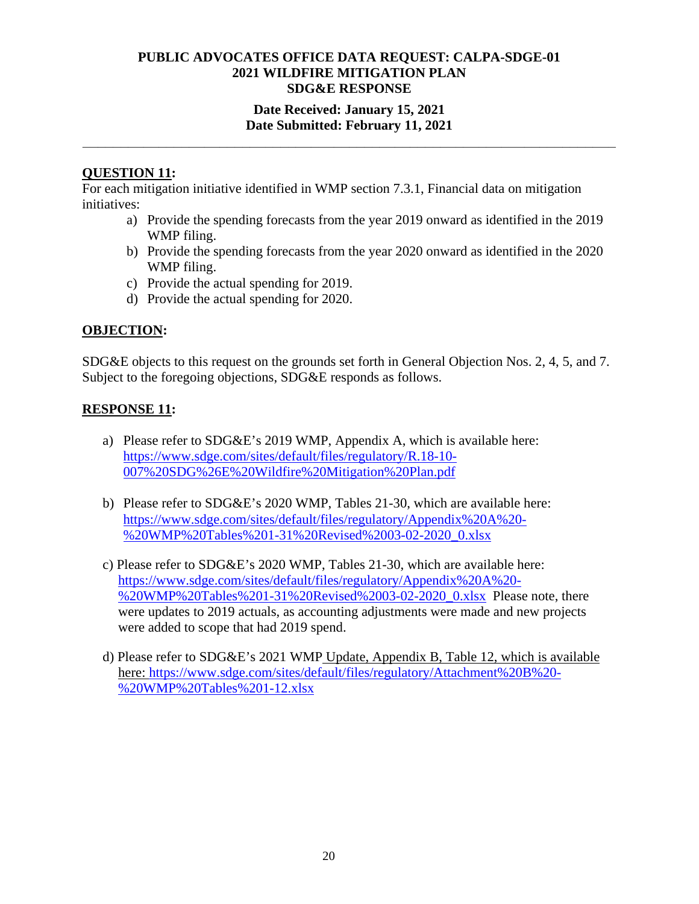**PUBLIC ADVOCATES OFFICE DATA REQUEST: CALPA-SDGE-01**
**2021 WILDFIRE MITIGATION PLAN**
**SDG&E RESPONSE**

**Date Received: January 15, 2021**
**Date Submitted: February 11, 2021**

---

**QUESTION 11:**

For each mitigation initiative identified in WMP section 7.3.1, Financial data on mitigation initiatives:

a) Provide the spending forecasts from the year 2019 onward as identified in the 2019 WMP filing.
b) Provide the spending forecasts from the year 2020 onward as identified in the 2020 WMP filing.
c) Provide the actual spending for 2019.
d) Provide the actual spending for 2020.

**OBJECTION:**

SDG&E objects to this request on the grounds set forth in General Objection Nos. 2, 4, 5, and 7. Subject to the foregoing objections, SDG&E responds as follows.

**RESPONSE 11:**

a) Please refer to SDG&E's 2019 WMP, Appendix A, which is available here: https://www.sdge.com/sites/default/files/regulatory/R.18-10-007%20SDG%26E%20Wildfire%20Mitigation%20Plan.pdf

b) Please refer to SDG&E's 2020 WMP, Tables 21-30, which are available here: https://www.sdge.com/sites/default/files/regulatory/Appendix%20A%20-%20WMP%20Tables%201-31%20Revised%2003-02-2020_0.xlsx

c) Please refer to SDG&E's 2020 WMP, Tables 21-30, which are available here: https://www.sdge.com/sites/default/files/regulatory/Appendix%20A%20-%20WMP%20Tables%201-31%20Revised%2003-02-2020_0.xlsx Please note, there were updates to 2019 actuals, as accounting adjustments were made and new projects were added to scope that had 2019 spend.

d) Please refer to SDG&E's 2021 WMP Update, Appendix B, Table 12, which is available here: https://www.sdge.com/sites/default/files/regulatory/Attachment%20B%20-%20WMP%20Tables%201-12.xlsx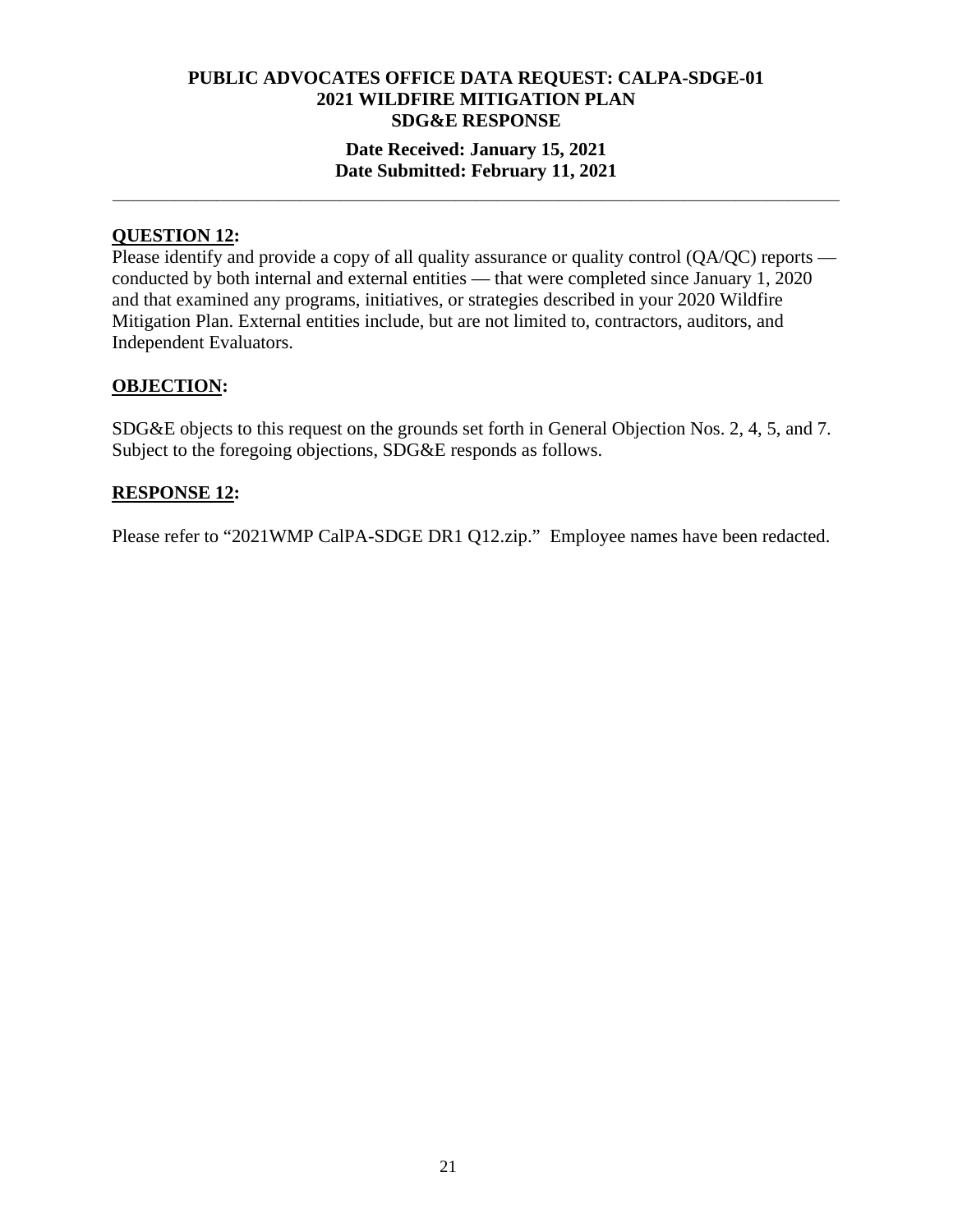**PUBLIC ADVOCATES OFFICE DATA REQUEST: CALPA-SDGE-01**
**2021 WILDFIRE MITIGATION PLAN**
**SDG&E RESPONSE**

**Date Received: January 15, 2021**
**Date Submitted: February 11, 2021**

---

**QUESTION 12:**

Please identify and provide a copy of all quality assurance or quality control (QA/QC) reports — conducted by both internal and external entities — that were completed since January 1, 2020 and that examined any programs, initiatives, or strategies described in your 2020 Wildfire Mitigation Plan. External entities include, but are not limited to, contractors, auditors, and Independent Evaluators.

**OBJECTION:**

SDG&E objects to this request on the grounds set forth in General Objection Nos. 2, 4, 5, and 7. Subject to the foregoing objections, SDG&E responds as follows.

**RESPONSE 12:**

Please refer to "2021WMP CalPA-SDGE DR1 Q12.zip." Employee names have been redacted.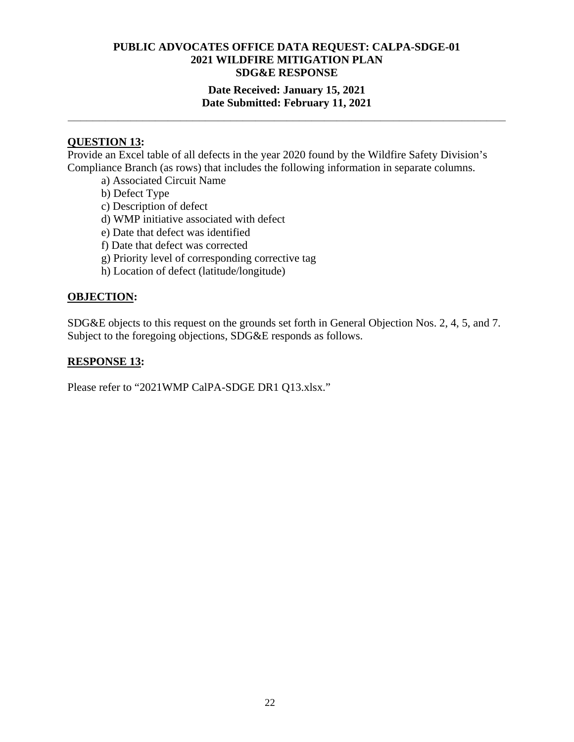**PUBLIC ADVOCATES OFFICE DATA REQUEST: CALPA-SDGE-01**
**2021 WILDFIRE MITIGATION PLAN**
**SDG&E RESPONSE**

**Date Received: January 15, 2021**
**Date Submitted: February 11, 2021**

---

**QUESTION 13:**

Provide an Excel table of all defects in the year 2020 found by the Wildfire Safety Division's Compliance Branch (as rows) that includes the following information in separate columns.

- a) Associated Circuit Name
- b) Defect Type
- c) Description of defect
- d) WMP initiative associated with defect
- e) Date that defect was identified
- f) Date that defect was corrected
- g) Priority level of corresponding corrective tag
- h) Location of defect (latitude/longitude)

**OBJECTION:**

SDG&E objects to this request on the grounds set forth in General Objection Nos. 2, 4, 5, and 7. Subject to the foregoing objections, SDG&E responds as follows.

**RESPONSE 13:**

Please refer to "2021WMP CalPA-SDGE DR1 Q13.xlsx."